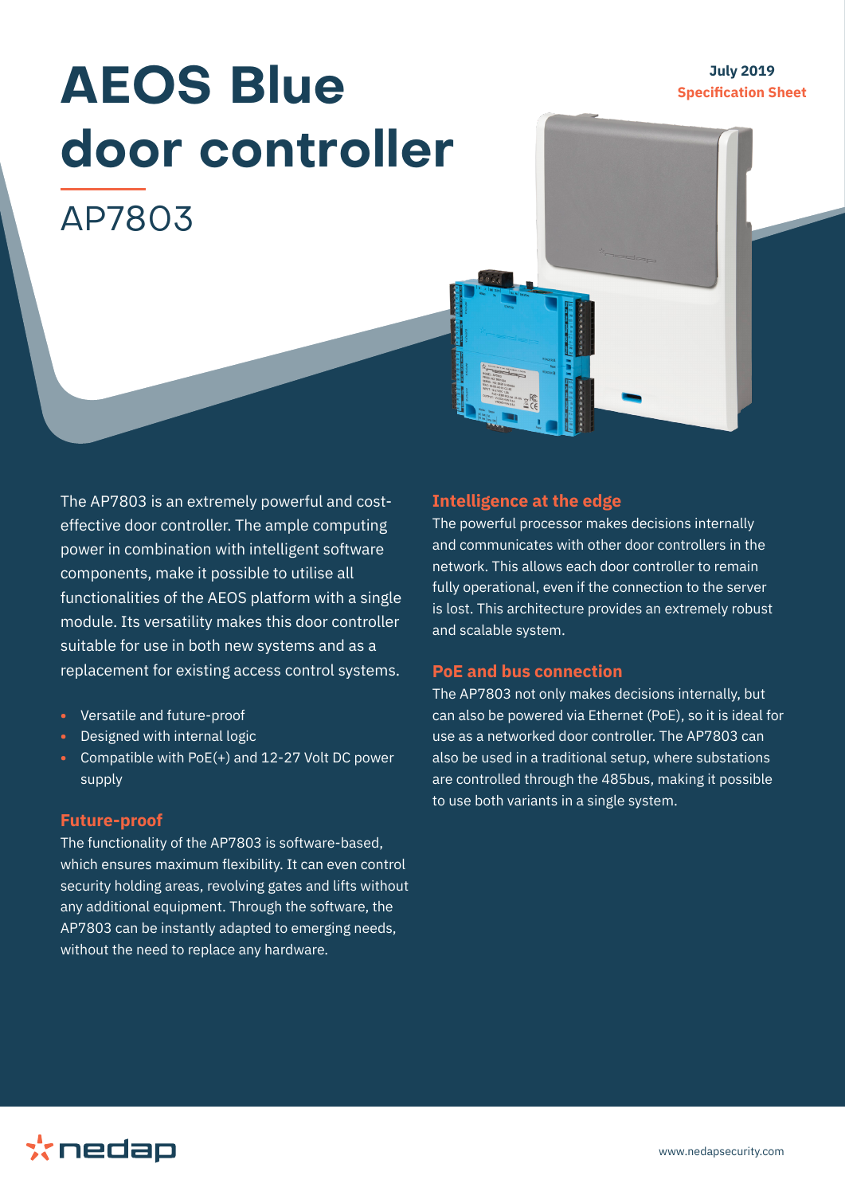July 2019

Specification Sheet

# AEOS Blue door controller

## AP7803

The AP7803 is an extremely powerful and cost-effective door controller. The ample computing power in combination with intelligent software components, make it possible to utilise all functionalities of the AEOS platform with a single module. Its versatility makes this door controller suitable for use in both new systems and as a replacement for existing access control systems.

- Versatile and future-proof
- Designed with internal logic
- Compatible with PoE(+) and 12-27 Volt DC power supply

### Future-proof

The functionality of the AP7803 is software-based, which ensures maximum flexibility. It can even control security holding areas, revolving gates and lifts without any additional equipment. Through the software, the AP7803 can be instantly adapted to emerging needs, without the need to replace any hardware.

### Intelligence at the edge

The powerful processor makes decisions internally and communicates with other door controllers in the network. This allows each door controller to remain fully operational, even if the connection to the server is lost. This architecture provides an extremely robust and scalable system.

### PoE and bus connection

The AP7803 not only makes decisions internally, but can also be powered via Ethernet (PoE), so it is ideal for use as a networked door controller. The AP7803 can also be used in a traditional setup, where substations are controlled through the 485bus, making it possible to use both variants in a single system.

nedap

www.nedapsecurity.com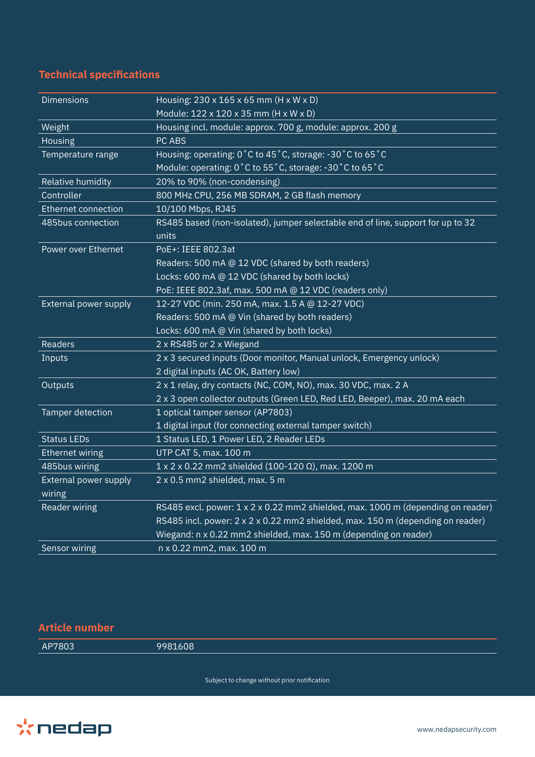## Technical specifications

| | |
|---|---|
| Dimensions | Housing: 230 x 165 x 65 mm (H x W x D)<br>Module: 122 x 120 x 35 mm (H x W x D) |
| Weight | Housing incl. module: approx. 700 g, module: approx. 200 g |
| Housing | PC ABS |
| Temperature range | Housing: operating: 0˚C to 45˚C, storage: -30˚C to 65˚C<br>Module: operating: 0˚C to 55˚C, storage: -30˚C to 65˚C |
| Relative humidity | 20% to 90% (non-condensing) |
| Controller | 800 MHz CPU, 256 MB SDRAM, 2 GB flash memory |
| Ethernet connection | 10/100 Mbps, RJ45 |
| 485bus connection | RS485 based (non-isolated), jumper selectable end of line, support for up to 32 units |
| Power over Ethernet | PoE+: IEEE 802.3at<br>Readers: 500 mA @ 12 VDC (shared by both readers)<br>Locks: 600 mA @ 12 VDC (shared by both locks)<br>PoE: IEEE 802.3af, max. 500 mA @ 12 VDC (readers only) |
| External power supply | 12-27 VDC (min. 250 mA, max. 1.5 A @ 12-27 VDC)<br>Readers: 500 mA @ Vin (shared by both readers)<br>Locks: 600 mA @ Vin (shared by both locks) |
| Readers | 2 x RS485 or 2 x Wiegand |
| Inputs | 2 x 3 secured inputs (Door monitor, Manual unlock, Emergency unlock)<br>2 digital inputs (AC OK, Battery low) |
| Outputs | 2 x 1 relay, dry contacts (NC, COM, NO), max. 30 VDC, max. 2 A<br>2 x 3 open collector outputs (Green LED, Red LED, Beeper), max. 20 mA each |
| Tamper detection | 1 optical tamper sensor (AP7803)<br>1 digital input (for connecting external tamper switch) |
| Status LEDs | 1 Status LED, 1 Power LED, 2 Reader LEDs |
| Ethernet wiring | UTP CAT 5, max. 100 m |
| 485bus wiring | 1 x 2 x 0.22 mm2 shielded (100-120 Ω), max. 1200 m |
| External power supply wiring | 2 x 0.5 mm2 shielded, max. 5 m |
| Reader wiring | RS485 excl. power: 1 x 2 x 0.22 mm2 shielded, max. 1000 m (depending on reader)<br>RS485 incl. power: 2 x 2 x 0.22 mm2 shielded, max. 150 m (depending on reader)<br>Wiegand: n x 0.22 mm2 shielded, max. 150 m (depending on reader) |
| Sensor wiring | n x 0.22 mm2, max. 100 m |

## Article number

| | |
|---|---|
| AP7803 | 9981608 |

Subject to change without prior notification

nedap

www.nedapsecurity.com